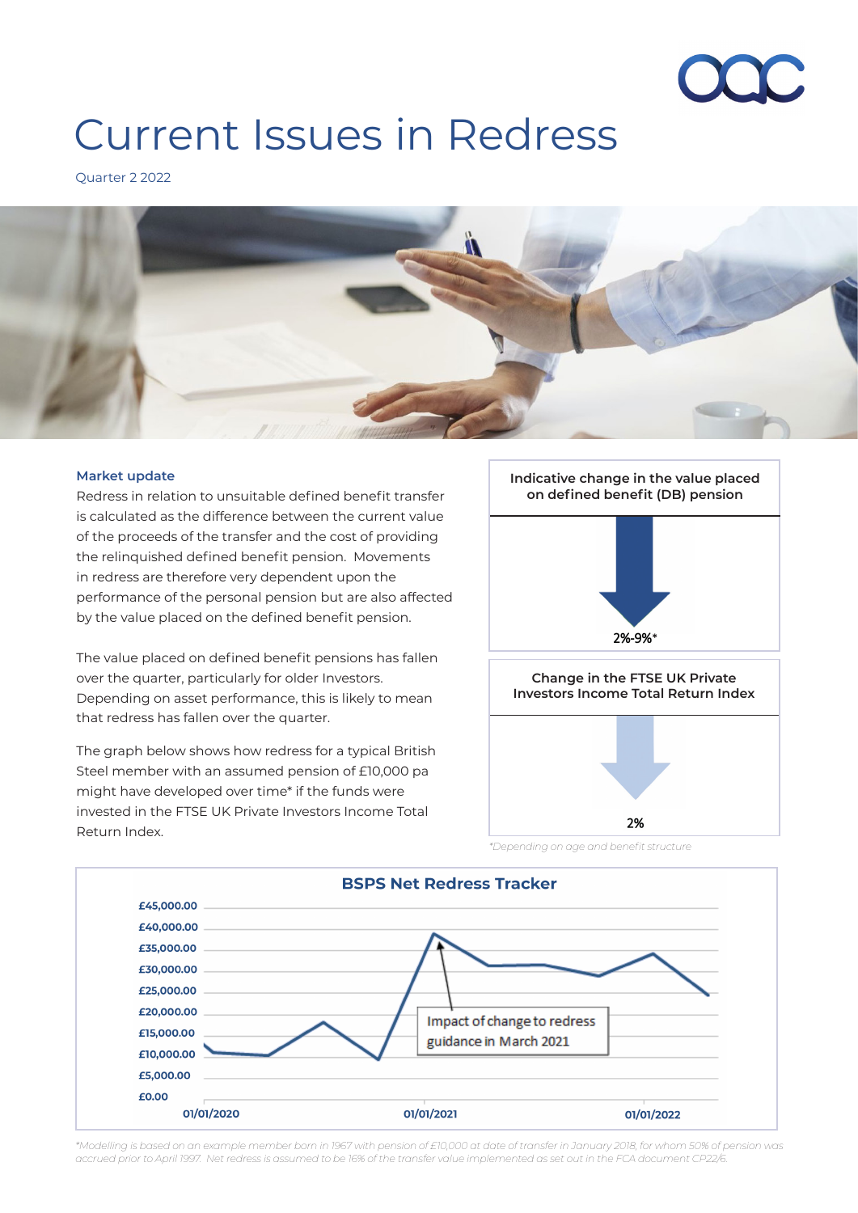# Current Issues in Redress

Quarter 2 2022

## Market update

Redress in relation to unsuitable defined benefit transfer is calculated as the difference between the current value of the proceeds of the transfer and the cost of providing the relinquished defined benefit pension. Movements in redress are therefore very dependent upon the performance of the personal pension but are also affected by the value placed on the defined benefit pension.

The value placed on defined benefit pensions has fallen over the quarter, particularly for older Investors. Depending on asset performance, this is likely to mean that redress has fallen over the quarter.

The graph below shows how redress for a typical British Steel member with an assumed pension of £10,000 pa might have developed over time* if the funds were invested in the FTSE UK Private Investors Income Total Return Index.

**Indicative change in the value placed on defined benefit (DB) pension**

2%-9%*

**Change in the FTSE UK Private Investors Income Total Return Index**

2%

*Depending on age and benefit structure*

**BSPS Net Redress Tracker**

Impact of change to redress guidance in March 2021

*\*Modelling is based on an example member born in 1967 with pension of £10,000 at date of transfer in January 2018, for whom 50% of pension was accrued prior to April 1997. Net redress is assumed to be 16% of the transfer value implemented as set out in the FCA document CP22/6.*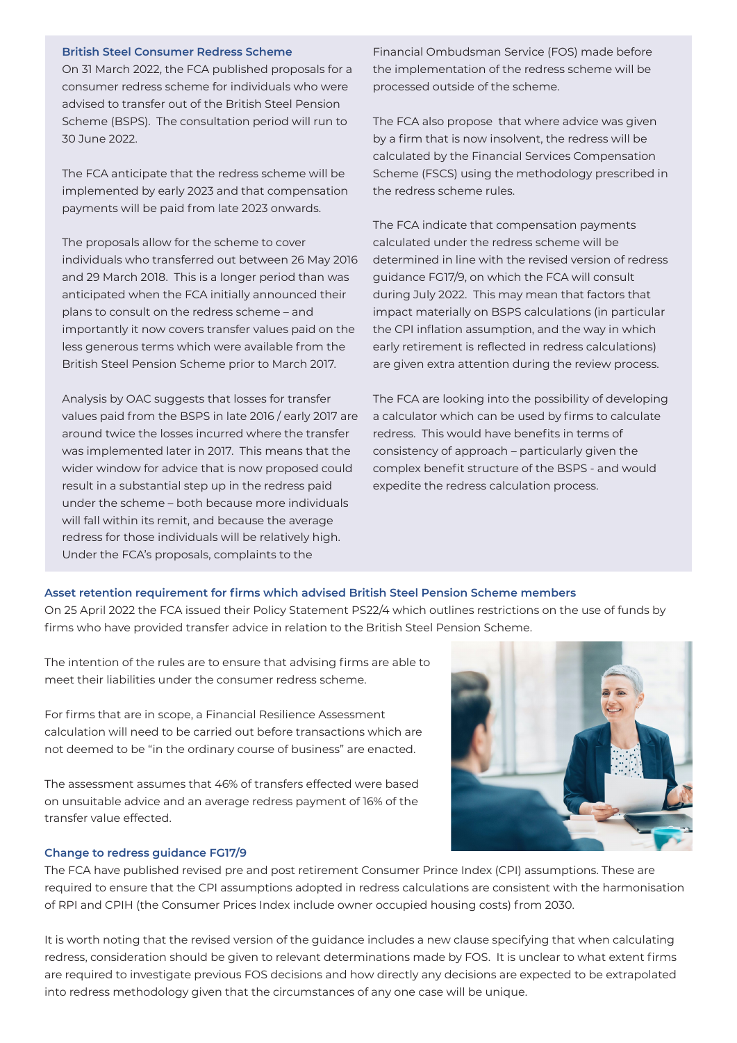### British Steel Consumer Redress Scheme

On 31 March 2022, the FCA published proposals for a consumer redress scheme for individuals who were advised to transfer out of the British Steel Pension Scheme (BSPS). The consultation period will run to 30 June 2022.

The FCA anticipate that the redress scheme will be implemented by early 2023 and that compensation payments will be paid from late 2023 onwards.

The proposals allow for the scheme to cover individuals who transferred out between 26 May 2016 and 29 March 2018. This is a longer period than was anticipated when the FCA initially announced their plans to consult on the redress scheme – and importantly it now covers transfer values paid on the less generous terms which were available from the British Steel Pension Scheme prior to March 2017.

Analysis by OAC suggests that losses for transfer values paid from the BSPS in late 2016 / early 2017 are around twice the losses incurred where the transfer was implemented later in 2017. This means that the wider window for advice that is now proposed could result in a substantial step up in the redress paid under the scheme – both because more individuals will fall within its remit, and because the average redress for those individuals will be relatively high. Under the FCA's proposals, complaints to the Financial Ombudsman Service (FOS) made before the implementation of the redress scheme will be processed outside of the scheme.

The FCA also propose that where advice was given by a firm that is now insolvent, the redress will be calculated by the Financial Services Compensation Scheme (FSCS) using the methodology prescribed in the redress scheme rules.

The FCA indicate that compensation payments calculated under the redress scheme will be determined in line with the revised version of redress guidance FG17/9, on which the FCA will consult during July 2022. This may mean that factors that impact materially on BSPS calculations (in particular the CPI inflation assumption, and the way in which early retirement is reflected in redress calculations) are given extra attention during the review process.

The FCA are looking into the possibility of developing a calculator which can be used by firms to calculate redress. This would have benefits in terms of consistency of approach – particularly given the complex benefit structure of the BSPS - and would expedite the redress calculation process.

### Asset retention requirement for firms which advised British Steel Pension Scheme members

On 25 April 2022 the FCA issued their Policy Statement PS22/4 which outlines restrictions on the use of funds by firms who have provided transfer advice in relation to the British Steel Pension Scheme.

The intention of the rules are to ensure that advising firms are able to meet their liabilities under the consumer redress scheme.

For firms that are in scope, a Financial Resilience Assessment calculation will need to be carried out before transactions which are not deemed to be "in the ordinary course of business" are enacted.

The assessment assumes that 46% of transfers effected were based on unsuitable advice and an average redress payment of 16% of the transfer value effected.

### Change to redress guidance FG17/9

The FCA have published revised pre and post retirement Consumer Prince Index (CPI) assumptions. These are required to ensure that the CPI assumptions adopted in redress calculations are consistent with the harmonisation of RPI and CPIH (the Consumer Prices Index include owner occupied housing costs) from 2030.

It is worth noting that the revised version of the guidance includes a new clause specifying that when calculating redress, consideration should be given to relevant determinations made by FOS. It is unclear to what extent firms are required to investigate previous FOS decisions and how directly any decisions are expected to be extrapolated into redress methodology given that the circumstances of any one case will be unique.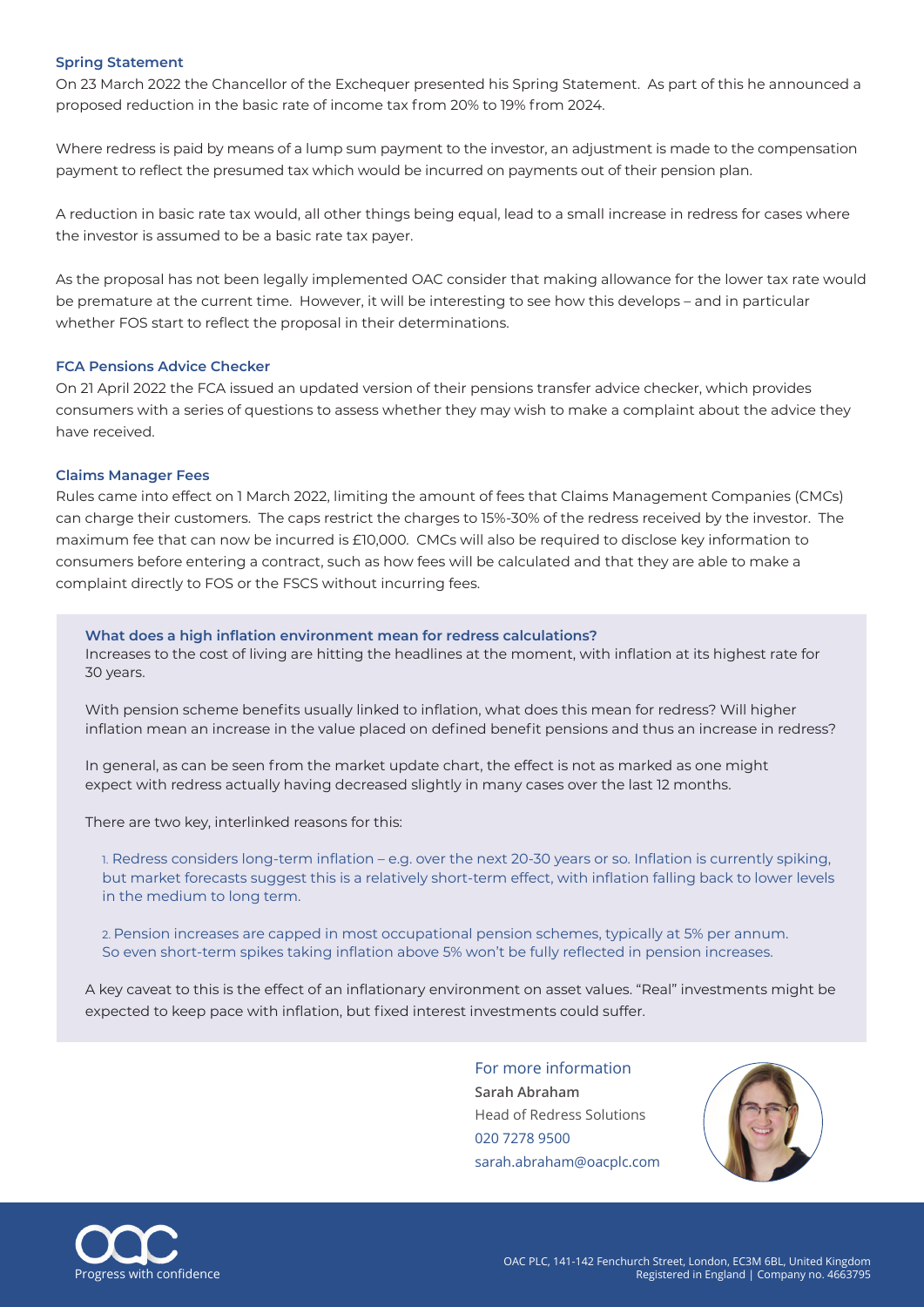### Spring Statement

On 23 March 2022 the Chancellor of the Exchequer presented his Spring Statement. As part of this he announced a proposed reduction in the basic rate of income tax from 20% to 19% from 2024.

Where redress is paid by means of a lump sum payment to the investor, an adjustment is made to the compensation payment to reflect the presumed tax which would be incurred on payments out of their pension plan.

A reduction in basic rate tax would, all other things being equal, lead to a small increase in redress for cases where the investor is assumed to be a basic rate tax payer.

As the proposal has not been legally implemented OAC consider that making allowance for the lower tax rate would be premature at the current time. However, it will be interesting to see how this develops – and in particular whether FOS start to reflect the proposal in their determinations.

### FCA Pensions Advice Checker

On 21 April 2022 the FCA issued an updated version of their pensions transfer advice checker, which provides consumers with a series of questions to assess whether they may wish to make a complaint about the advice they have received.

### Claims Manager Fees

Rules came into effect on 1 March 2022, limiting the amount of fees that Claims Management Companies (CMCs) can charge their customers. The caps restrict the charges to 15%-30% of the redress received by the investor. The maximum fee that can now be incurred is £10,000. CMCs will also be required to disclose key information to consumers before entering a contract, such as how fees will be calculated and that they are able to make a complaint directly to FOS or the FSCS without incurring fees.

### What does a high inflation environment mean for redress calculations?

Increases to the cost of living are hitting the headlines at the moment, with inflation at its highest rate for 30 years.

With pension scheme benefits usually linked to inflation, what does this mean for redress? Will higher inflation mean an increase in the value placed on defined benefit pensions and thus an increase in redress?

In general, as can be seen from the market update chart, the effect is not as marked as one might expect with redress actually having decreased slightly in many cases over the last 12 months.

There are two key, interlinked reasons for this:

1. Redress considers long-term inflation – e.g. over the next 20-30 years or so. Inflation is currently spiking, but market forecasts suggest this is a relatively short-term effect, with inflation falling back to lower levels in the medium to long term.

2. Pension increases are capped in most occupational pension schemes, typically at 5% per annum. So even short-term spikes taking inflation above 5% won't be fully reflected in pension increases.

A key caveat to this is the effect of an inflationary environment on asset values. "Real" investments might be expected to keep pace with inflation, but fixed interest investments could suffer.

For more information
**Sarah Abraham**
Head of Redress Solutions
020 7278 9500
sarah.abraham@oacplc.com

Progress with confidence

OAC PLC, 141-142 Fenchurch Street, London, EC3M 6BL, United Kingdom
Registered in England | Company no. 4663795